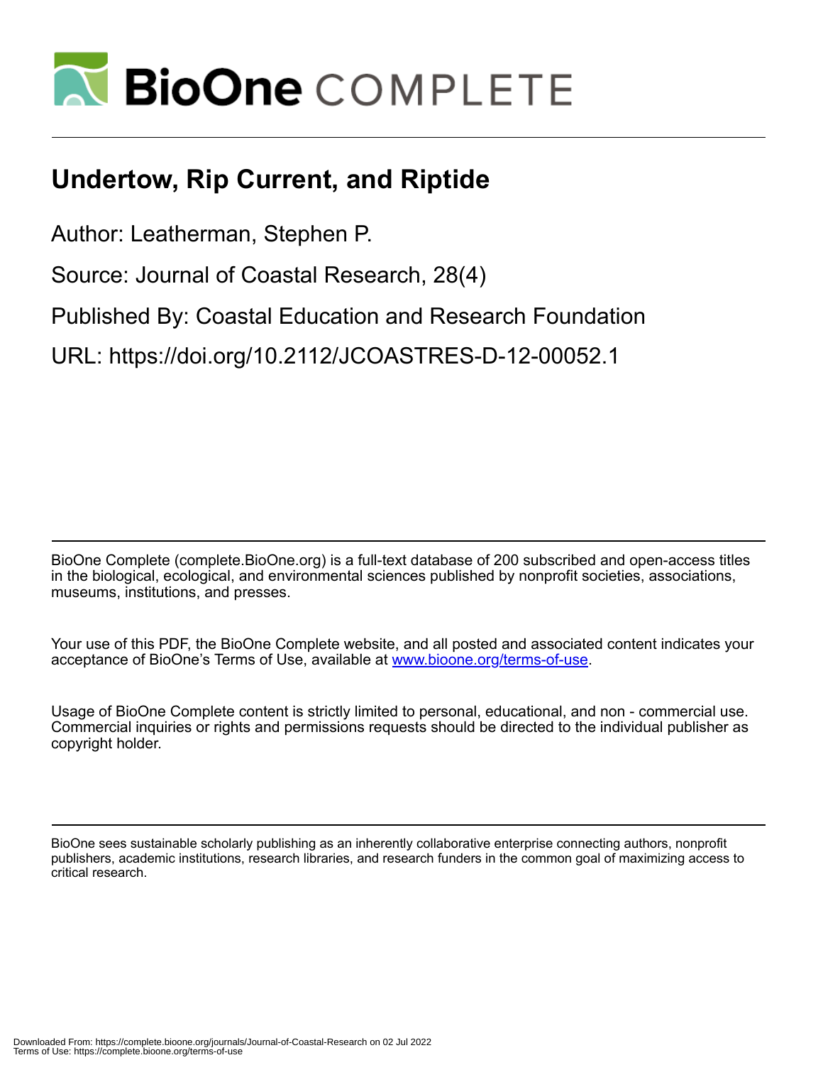# Undertow, Rip Current, and Riptide

Author: Leatherman, Stephen P.

Source: Journal of Coastal Research, 28(4)

Published By: Coastal Education and Research Foundation

URL: https://doi.org/10.2112/JCOASTRES-D-12-00052.1

BioOne Complete (complete.BioOne.org) is a full-text database of 200 subscribed and open-access titles in the biological, ecological, and environmental sciences published by nonprofit societies, associations, museums, institutions, and presses.

Your use of this PDF, the BioOne Complete website, and all posted and associated content indicates your acceptance of BioOne's Terms of Use, available at www.bioone.org/terms-of-use.

Usage of BioOne Complete content is strictly limited to personal, educational, and non - commercial use. Commercial inquiries or rights and permissions requests should be directed to the individual publisher as copyright holder.

BioOne sees sustainable scholarly publishing as an inherently collaborative enterprise connecting authors, nonprofit publishers, academic institutions, research libraries, and research funders in the common goal of maximizing access to critical research.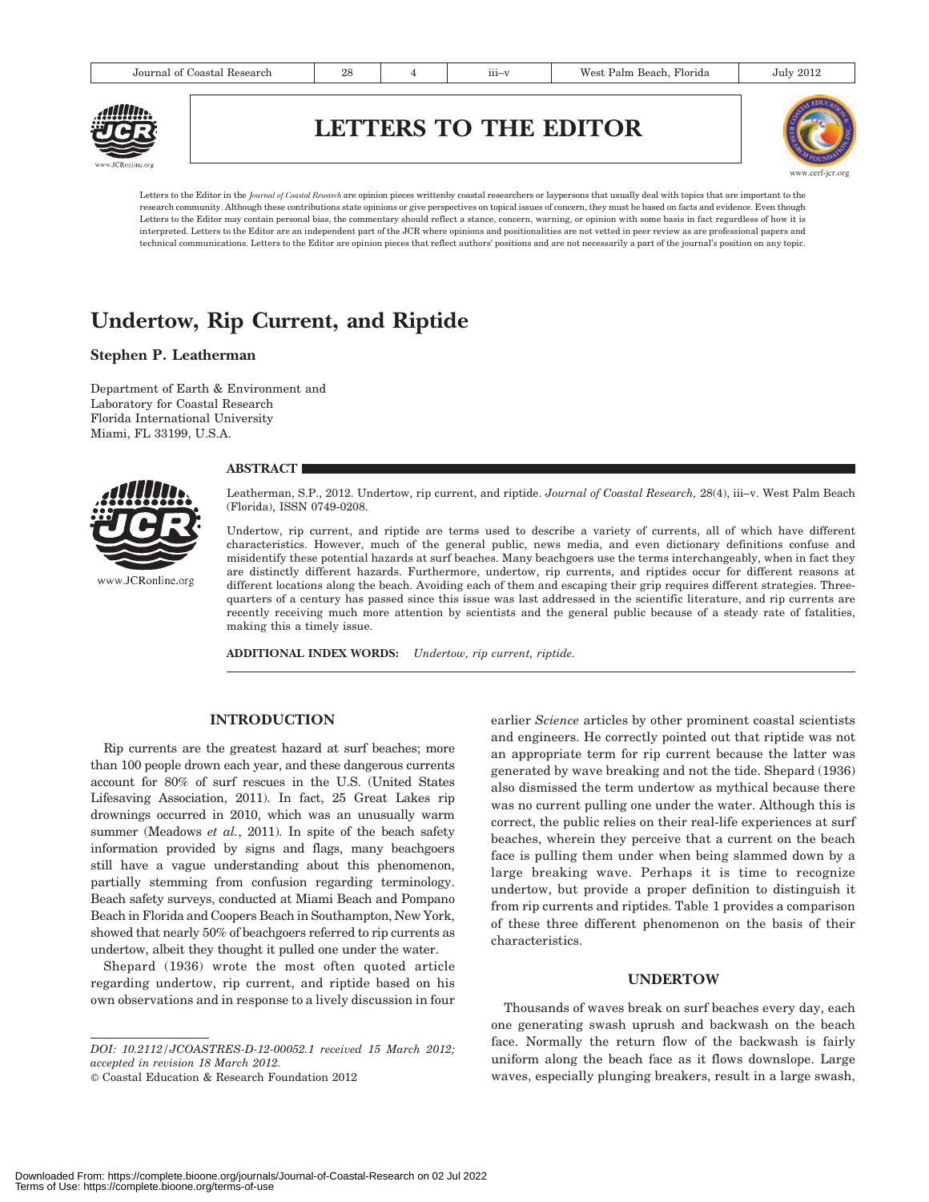# LETTERS TO THE EDITOR

Letters to the Editor in the *Journal of Coastal Research* are opinion pieces writtenby coastal researchers or laypersons that usually deal with topics that are important to the research community. Although these contributions state opinions or give perspectives on topical issues of concern, they must be based on facts and evidence. Even though Letters to the Editor may contain personal bias, the commentary should reflect a stance, concern, warning, or opinion with some basis in fact regardless of how it is interpreted. Letters to the Editor are an independent part of the JCR where opinions and positionalities are not vetted in peer review as are professional papers and technical communications. Letters to the Editor are opinion pieces that reflect authors' positions and are not necessarily a part of the journal's position on any topic.

# Undertow, Rip Current, and Riptide

**Stephen P. Leatherman**

Department of Earth & Environment and
Laboratory for Coastal Research
Florida International University
Miami, FL 33199, U.S.A.

## ABSTRACT

Leatherman, S.P., 2012. Undertow, rip current, and riptide. *Journal of Coastal Research,* 28(4), iii–v. West Palm Beach (Florida), ISSN 0749-0208.

Undertow, rip current, and riptide are terms used to describe a variety of currents, all of which have different characteristics. However, much of the general public, news media, and even dictionary definitions confuse and misidentify these potential hazards at surf beaches. Many beachgoers use the terms interchangeably, when in fact they are distinctly different hazards. Furthermore, undertow, rip currents, and riptides occur for different reasons at different locations along the beach. Avoiding each of them and escaping their grip requires different strategies. Three-quarters of a century has passed since this issue was last addressed in the scientific literature, and rip currents are recently receiving much more attention by scientists and the general public because of a steady rate of fatalities, making this a timely issue.

**ADDITIONAL INDEX WORDS:** *Undertow, rip current, riptide.*

## INTRODUCTION

Rip currents are the greatest hazard at surf beaches; more than 100 people drown each year, and these dangerous currents account for 80% of surf rescues in the U.S. (United States Lifesaving Association, 2011). In fact, 25 Great Lakes rip drownings occurred in 2010, which was an unusually warm summer (Meadows *et al.*, 2011). In spite of the beach safety information provided by signs and flags, many beachgoers still have a vague understanding about this phenomenon, partially stemming from confusion regarding terminology. Beach safety surveys, conducted at Miami Beach and Pompano Beach in Florida and Coopers Beach in Southampton, New York, showed that nearly 50% of beachgoers referred to rip currents as undertow, albeit they thought it pulled one under the water.

Shepard (1936) wrote the most often quoted article regarding undertow, rip current, and riptide based on his own observations and in response to a lively discussion in four earlier *Science* articles by other prominent coastal scientists and engineers. He correctly pointed out that riptide was not an appropriate term for rip current because the latter was generated by wave breaking and not the tide. Shepard (1936) also dismissed the term undertow as mythical because there was no current pulling one under the water. Although this is correct, the public relies on their real-life experiences at surf beaches, wherein they perceive that a current on the beach face is pulling them under when being slammed down by a large breaking wave. Perhaps it is time to recognize undertow, but provide a proper definition to distinguish it from rip currents and riptides. Table 1 provides a comparison of these three different phenomenon on the basis of their characteristics.

*DOI: 10.2112/JCOASTRES-D-12-00052.1 received 15 March 2012; accepted in revision 18 March 2012.*
© Coastal Education & Research Foundation 2012

## UNDERTOW

Thousands of waves break on surf beaches every day, each one generating swash uprush and backwash on the beach face. Normally the return flow of the backwash is fairly uniform along the beach face as it flows downslope. Large waves, especially plunging breakers, result in a large swash,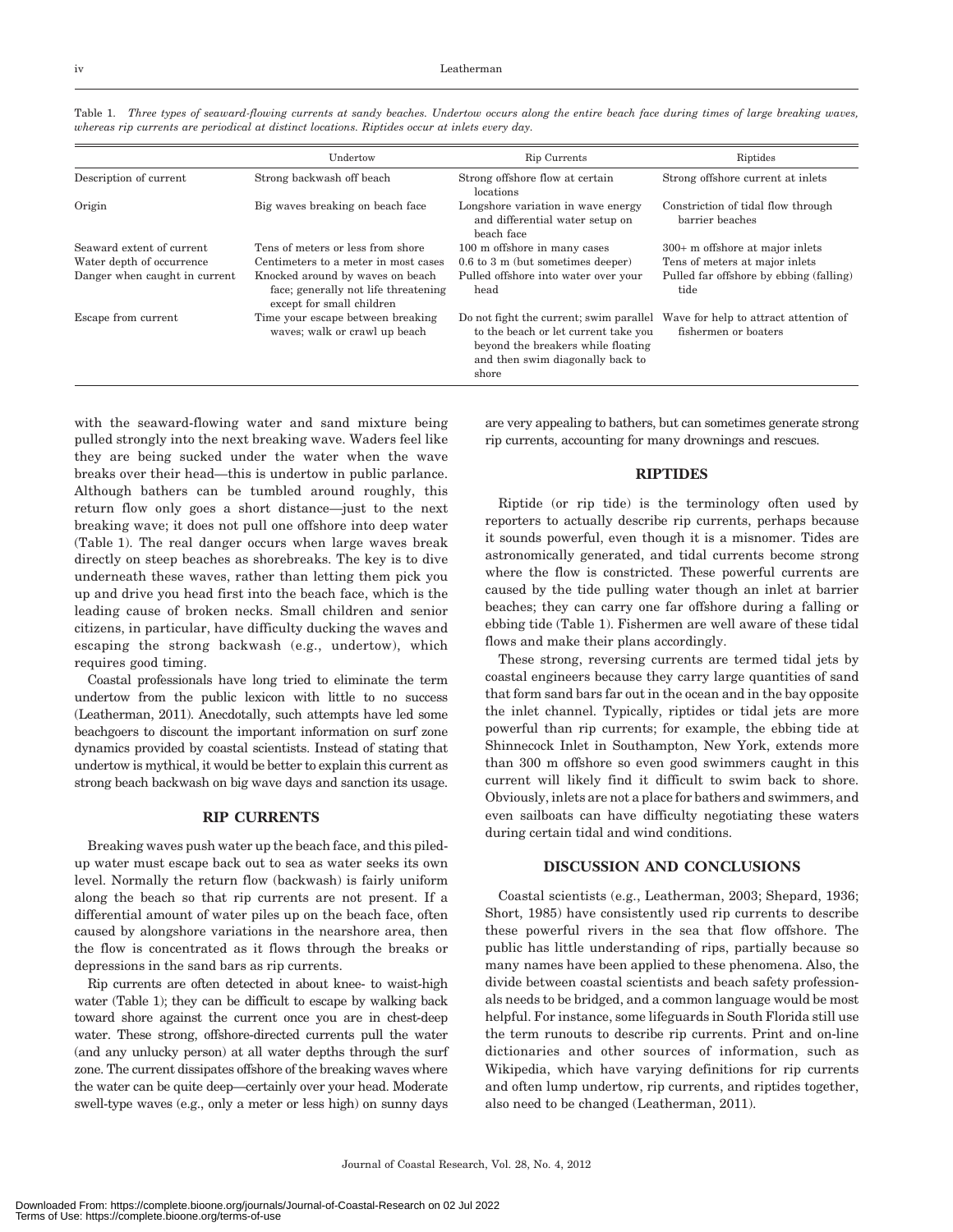Table 1. *Three types of seaward-flowing currents at sandy beaches. Undertow occurs along the entire beach face during times of large breaking waves, whereas rip currents are periodical at distinct locations. Riptides occur at inlets every day.*

| | Undertow | Rip Currents | Riptides |
|---|---|---|---|
| Description of current | Strong backwash off beach | Strong offshore flow at certain locations | Strong offshore current at inlets |
| Origin | Big waves breaking on beach face | Longshore variation in wave energy and differential water setup on beach face | Constriction of tidal flow through barrier beaches |
| Seaward extent of current | Tens of meters or less from shore | 100 m offshore in many cases | 300+ m offshore at major inlets |
| Water depth of occurrence | Centimeters to a meter in most cases | 0.6 to 3 m (but sometimes deeper) | Tens of meters at major inlets |
| Danger when caught in current | Knocked around by waves on beach face; generally not life threatening except for small children | Pulled offshore into water over your head | Pulled far offshore by ebbing (falling) tide |
| Escape from current | Time your escape between breaking waves; walk or crawl up beach | Do not fight the current; swim parallel to the beach or let current take you beyond the breakers while floating and then swim diagonally back to shore | Wave for help to attract attention of fishermen or boaters |

with the seaward-flowing water and sand mixture being pulled strongly into the next breaking wave. Waders feel like they are being sucked under the water when the wave breaks over their head—this is undertow in public parlance. Although bathers can be tumbled around roughly, this return flow only goes a short distance—just to the next breaking wave; it does not pull one offshore into deep water (Table 1). The real danger occurs when large waves break directly on steep beaches as shorebreaks. The key is to dive underneath these waves, rather than letting them pick you up and drive you head first into the beach face, which is the leading cause of broken necks. Small children and senior citizens, in particular, have difficulty ducking the waves and escaping the strong backwash (e.g., undertow), which requires good timing.

Coastal professionals have long tried to eliminate the term undertow from the public lexicon with little to no success (Leatherman, 2011). Anecdotally, such attempts have led some beachgoers to discount the important information on surf zone dynamics provided by coastal scientists. Instead of stating that undertow is mythical, it would be better to explain this current as strong beach backwash on big wave days and sanction its usage.

## RIP CURRENTS

Breaking waves push water up the beach face, and this piled-up water must escape back out to sea as water seeks its own level. Normally the return flow (backwash) is fairly uniform along the beach so that rip currents are not present. If a differential amount of water piles up on the beach face, often caused by alongshore variations in the nearshore area, then the flow is concentrated as it flows through the breaks or depressions in the sand bars as rip currents.

Rip currents are often detected in about knee- to waist-high water (Table 1); they can be difficult to escape by walking back toward shore against the current once you are in chest-deep water. These strong, offshore-directed currents pull the water (and any unlucky person) at all water depths through the surf zone. The current dissipates offshore of the breaking waves where the water can be quite deep—certainly over your head. Moderate swell-type waves (e.g., only a meter or less high) on sunny days are very appealing to bathers, but can sometimes generate strong rip currents, accounting for many drownings and rescues.

## RIPTIDES

Riptide (or rip tide) is the terminology often used by reporters to actually describe rip currents, perhaps because it sounds powerful, even though it is a misnomer. Tides are astronomically generated, and tidal currents become strong where the flow is constricted. These powerful currents are caused by the tide pulling water though an inlet at barrier beaches; they can carry one far offshore during a falling or ebbing tide (Table 1). Fishermen are well aware of these tidal flows and make their plans accordingly.

These strong, reversing currents are termed tidal jets by coastal engineers because they carry large quantities of sand that form sand bars far out in the ocean and in the bay opposite the inlet channel. Typically, riptides or tidal jets are more powerful than rip currents; for example, the ebbing tide at Shinnecock Inlet in Southampton, New York, extends more than 300 m offshore so even good swimmers caught in this current will likely find it difficult to swim back to shore. Obviously, inlets are not a place for bathers and swimmers, and even sailboats can have difficulty negotiating these waters during certain tidal and wind conditions.

## DISCUSSION AND CONCLUSIONS

Coastal scientists (e.g., Leatherman, 2003; Shepard, 1936; Short, 1985) have consistently used rip currents to describe these powerful rivers in the sea that flow offshore. The public has little understanding of rips, partially because so many names have been applied to these phenomena. Also, the divide between coastal scientists and beach safety professionals needs to be bridged, and a common language would be most helpful. For instance, some lifeguards in South Florida still use the term runouts to describe rip currents. Print and on-line dictionaries and other sources of information, such as Wikipedia, which have varying definitions for rip currents and often lump undertow, rip currents, and riptides together, also need to be changed (Leatherman, 2011).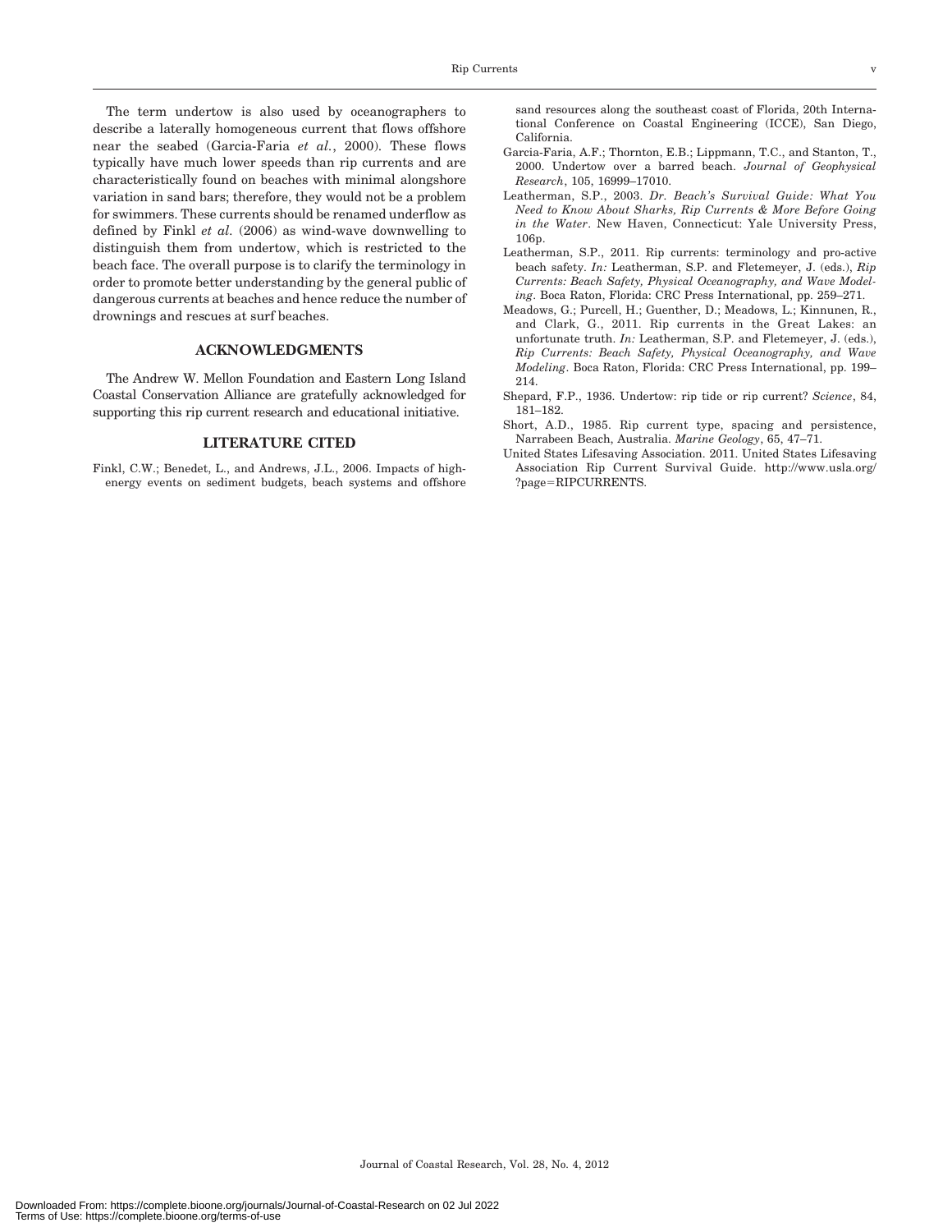The term undertow is also used by oceanographers to describe a laterally homogeneous current that flows offshore near the seabed (Garcia-Faria *et al.*, 2000). These flows typically have much lower speeds than rip currents and are characteristically found on beaches with minimal alongshore variation in sand bars; therefore, they would not be a problem for swimmers. These currents should be renamed underflow as defined by Finkl *et al.* (2006) as wind-wave downwelling to distinguish them from undertow, which is restricted to the beach face. The overall purpose is to clarify the terminology in order to promote better understanding by the general public of dangerous currents at beaches and hence reduce the number of drownings and rescues at surf beaches.

## ACKNOWLEDGMENTS

The Andrew W. Mellon Foundation and Eastern Long Island Coastal Conservation Alliance are gratefully acknowledged for supporting this rip current research and educational initiative.

## LITERATURE CITED

Finkl, C.W.; Benedet, L., and Andrews, J.L., 2006. Impacts of high-energy events on sediment budgets, beach systems and offshore sand resources along the southeast coast of Florida, 20th International Conference on Coastal Engineering (ICCE), San Diego, California.

Garcia-Faria, A.F.; Thornton, E.B.; Lippmann, T.C., and Stanton, T., 2000. Undertow over a barred beach. *Journal of Geophysical Research*, 105, 16999–17010.

Leatherman, S.P., 2003. *Dr. Beach's Survival Guide: What You Need to Know About Sharks, Rip Currents & More Before Going in the Water*. New Haven, Connecticut: Yale University Press, 106p.

Leatherman, S.P., 2011. Rip currents: terminology and pro-active beach safety. *In:* Leatherman, S.P. and Fletemeyer, J. (eds.), *Rip Currents: Beach Safety, Physical Oceanography, and Wave Modeling*. Boca Raton, Florida: CRC Press International, pp. 259–271.

Meadows, G.; Purcell, H.; Guenther, D.; Meadows, L.; Kinnunen, R., and Clark, G., 2011. Rip currents in the Great Lakes: an unfortunate truth. *In:* Leatherman, S.P. and Fletemeyer, J. (eds.), *Rip Currents: Beach Safety, Physical Oceanography, and Wave Modeling*. Boca Raton, Florida: CRC Press International, pp. 199–214.

Shepard, F.P., 1936. Undertow: rip tide or rip current? *Science*, 84, 181–182.

Short, A.D., 1985. Rip current type, spacing and persistence, Narrabeen Beach, Australia. *Marine Geology*, 65, 47–71.

United States Lifesaving Association. 2011. United States Lifesaving Association Rip Current Survival Guide. http://www.usla.org/?page=RIPCURRENTS.